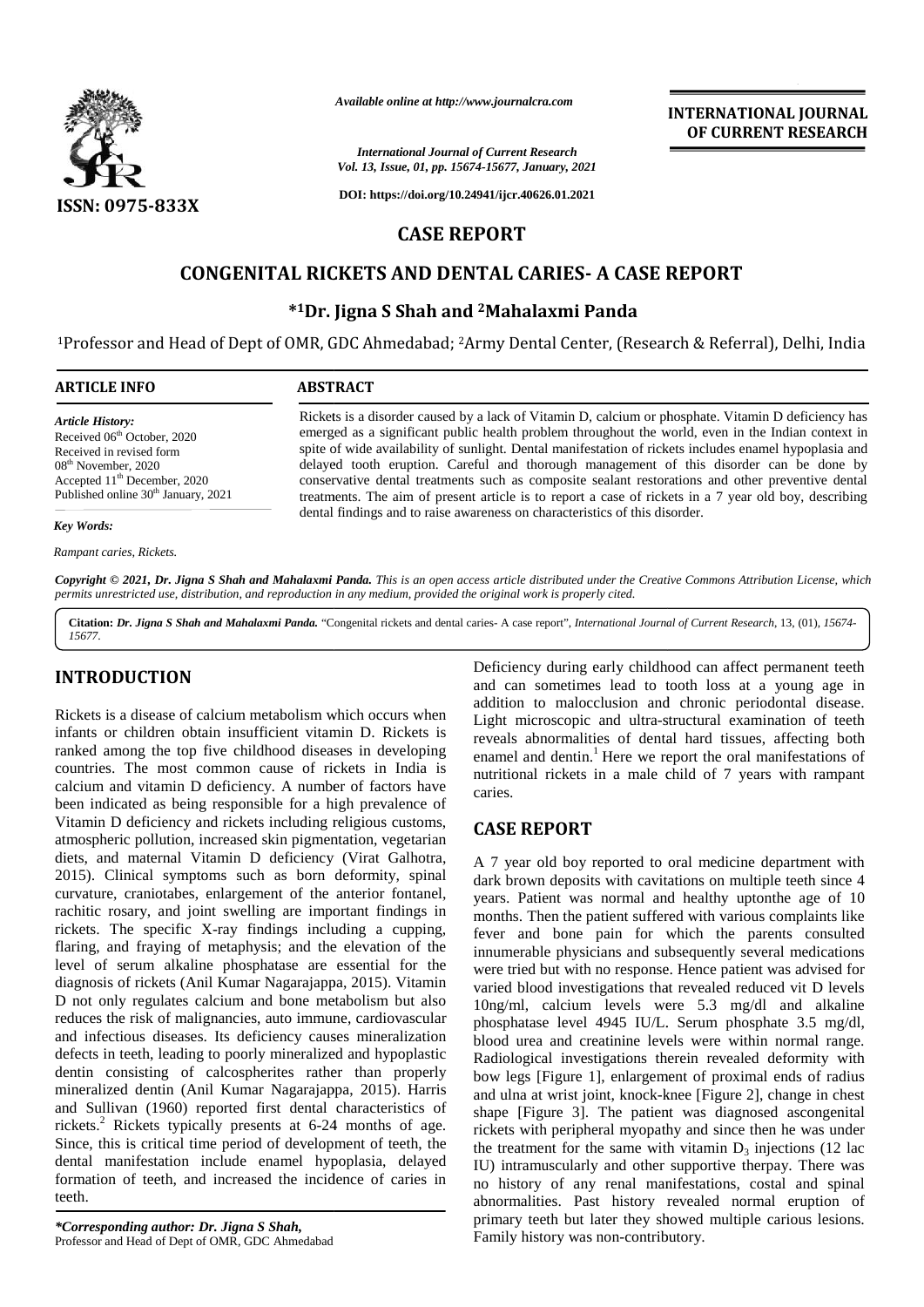Available online at http://www.journalcra.com

**INTERNATIONAL JOURNAL OF CURRENT RESEARCH**

ISSN: 0975-833X

DOI: https://doi.org/10.24941/ijcr.40626.01.2021

# CASE REPORT

# CONGENITAL RICKETS AND DENTAL CARIES- A CASE REPORT

**\*[1]Dr. Jigna S Shah and [2]Mahalaxmi Panda**

[1]Professor and Head of Dept of OMR, GDC Ahmedabad; [2]Army Dental Center, (Research & Referral), Delhi, India

## ARTICLE INFO

*Article History:*
Received 06th October, 2020
Received in revised form 08th November, 2020
Accepted 11th December, 2020
Published online 30th January, 2021

*Key Words:*

*Rampant caries, Rickets.*

## ABSTRACT

Rickets is a disorder caused by a lack of Vitamin D, calcium or phosphate. Vitamin D deficiency has emerged as a significant public health problem throughout the world, even in the Indian context in spite of wide availability of sunlight. Dental manifestation of rickets includes enamel hypoplasia and delayed tooth eruption. Careful and thorough management of this disorder can be done by conservative dental treatments such as composite sealant restorations and other preventive dental treatments. The aim of present article is to report a case of rickets in a 7 year old boy, describing dental findings and to raise awareness on characteristics of this disorder.

*Copyright © 2021, Dr. Jigna S Shah and Mahalaxmi Panda. This is an open access article distributed under the Creative Commons Attribution License, which permits unrestricted use, distribution, and reproduction in any medium, provided the original work is properly cited.*

**Citation:** ***Dr. Jigna S Shah and Mahalaxmi Panda.*** "Congenital rickets and dental caries- A case report", *International Journal of Current Research*, 13, (01), 15674-15677.

## INTRODUCTION

Rickets is a disease of calcium metabolism which occurs when infants or children obtain insufficient vitamin D. Rickets is ranked among the top five childhood diseases in developing countries. The most common cause of rickets in India is calcium and vitamin D deficiency. A number of factors have been indicated as being responsible for a high prevalence of Vitamin D deficiency and rickets including religious customs, atmospheric pollution, increased skin pigmentation, vegetarian diets, and maternal Vitamin D deficiency (Virat Galhotra, 2015). Clinical symptoms such as born deformity, spinal curvature, craniotabes, enlargement of the anterior fontanel, rachitic rosary, and joint swelling are important findings in rickets. The specific X-ray findings including a cupping, flaring, and fraying of metaphysis; and the elevation of the level of serum alkaline phosphatase are essential for the diagnosis of rickets (Anil Kumar Nagarajappa, 2015). Vitamin D not only regulates calcium and bone metabolism but also reduces the risk of malignancies, auto immune, cardiovascular and infectious diseases. Its deficiency causes mineralization defects in teeth, leading to poorly mineralized and hypoplastic dentin consisting of calcospherites rather than properly mineralized dentin (Anil Kumar Nagarajappa, 2015). Harris and Sullivan (1960) reported first dental characteristics of rickets.[2] Rickets typically presents at 6-24 months of age. Since, this is critical time period of development of teeth, the dental manifestation include enamel hypoplasia, delayed formation of teeth, and increased the incidence of caries in teeth.

Deficiency during early childhood can affect permanent teeth and can sometimes lead to tooth loss at a young age in addition to malocclusion and chronic periodontal disease. Light microscopic and ultra-structural examination of teeth reveals abnormalities of dental hard tissues, affecting both enamel and dentin.[1] Here we report the oral manifestations of nutritional rickets in a male child of 7 years with rampant caries.

## CASE REPORT

A 7 year old boy reported to oral medicine department with dark brown deposits with cavitations on multiple teeth since 4 years. Patient was normal and healthy uptonthe age of 10 months. Then the patient suffered with various complaints like fever and bone pain for which the parents consulted innumerable physicians and subsequently several medications were tried but with no response. Hence patient was advised for varied blood investigations that revealed reduced vit D levels 10ng/ml, calcium levels were 5.3 mg/dl and alkaline phosphatase level 4945 IU/L. Serum phosphate 3.5 mg/dl, blood urea and creatinine levels were within normal range. Radiological investigations therein revealed deformity with bow legs [Figure 1], enlargement of proximal ends of radius and ulna at wrist joint, knock-knee [Figure 2], change in chest shape [Figure 3]. The patient was diagnosed ascongenital rickets with peripheral myopathy and since then he was under the treatment for the same with vitamin $D_3$ injections (12 lac IU) intramuscularly and other supportive therpay. There was no history of any renal manifestations, costal and spinal abnormalities. Past history revealed normal eruption of primary teeth but later they showed multiple carious lesions. Family history was non-contributory.

*\*Corresponding author: Dr. Jigna S Shah,*
Professor and Head of Dept of OMR, GDC Ahmedabad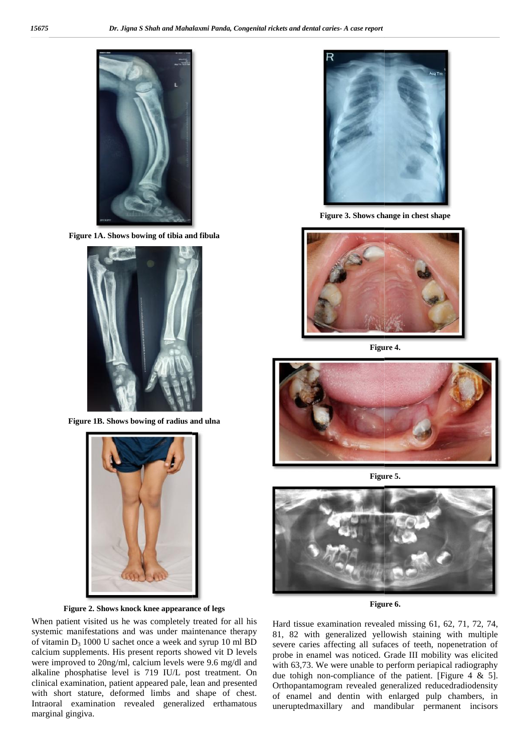Figure 1A. Shows bowing of tibia and fibula

Figure 1B. Shows bowing of radius and ulna

Figure 2. Shows knock knee appearance of legs

Figure 3. Shows change in chest shape

Figure 4.

Figure 5.

Figure 6.

When patient visited us he was completely treated for all his systemic manifestations and was under maintenance therapy of vitamin $D_3$ 1000 U sachet once a week and syrup 10 ml BD calcium supplements. His present reports showed vit D levels were improved to 20ng/ml, calcium levels were 9.6 mg/dl and alkaline phosphatise level is 719 IU/L post treatment. On clinical examination, patient appeared pale, lean and presented with short stature, deformed limbs and shape of chest. Intraoral examination revealed generalized erthamatous marginal gingiva.

Hard tissue examination revealed missing 61, 62, 71, 72, 74, 81, 82 with generalized yellowish staining with multiple severe caries affecting all sufaces of teeth, nopenetration of probe in enamel was noticed. Grade III mobility was elicited with 63,73. We were unable to perform periapical radiography due tohigh non-compliance of the patient. [Figure 4 & 5]. Orthopantamogram revealed generalized reducedradiodensity of enamel and dentin with enlarged pulp chambers, in uneruptedmaxillary and mandibular permanent incisors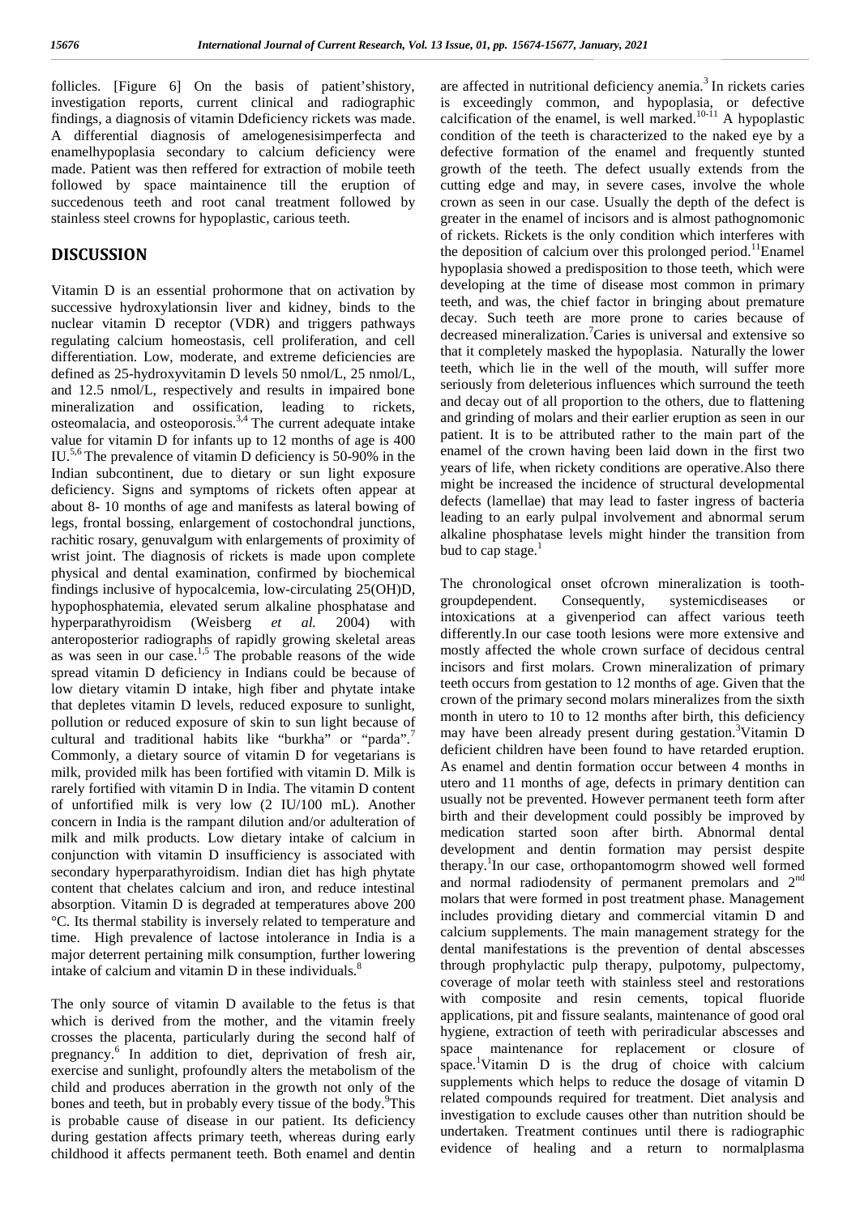follicles. [Figure 6] On the basis of patient'shistory, investigation reports, current clinical and radiographic findings, a diagnosis of vitamin Ddeficiency rickets was made. A differential diagnosis of amelogenesisimperfecta and enamelhypoplasia secondary to calcium deficiency were made. Patient was then reffered for extraction of mobile teeth followed by space maintainence till the eruption of succedenous teeth and root canal treatment followed by stainless steel crowns for hypoplastic, carious teeth.

## DISCUSSION

Vitamin D is an essential prohormone that on activation by successive hydroxylationsin liver and kidney, binds to the nuclear vitamin D receptor (VDR) and triggers pathways regulating calcium homeostasis, cell proliferation, and cell differentiation. Low, moderate, and extreme deficiencies are defined as 25-hydroxyvitamin D levels 50 nmol/L, 25 nmol/L, and 12.5 nmol/L, respectively and results in impaired bone mineralization and ossification, leading to rickets, osteomalacia, and osteoporosis.[3,4] The current adequate intake value for vitamin D for infants up to 12 months of age is 400 IU.[5,6] The prevalence of vitamin D deficiency is 50-90% in the Indian subcontinent, due to dietary or sun light exposure deficiency. Signs and symptoms of rickets often appear at about 8- 10 months of age and manifests as lateral bowing of legs, frontal bossing, enlargement of costochondral junctions, rachitic rosary, genuvalgum with enlargements of proximity of wrist joint. The diagnosis of rickets is made upon complete physical and dental examination, confirmed by biochemical findings inclusive of hypocalcemia, low-circulating 25(OH)D, hypophosphatemia, elevated serum alkaline phosphatase and hyperparathyroidism (Weisberg *et al.* 2004) with anteroposterior radiographs of rapidly growing skeletal areas as was seen in our case.[1,5] The probable reasons of the wide spread vitamin D deficiency in Indians could be because of low dietary vitamin D intake, high fiber and phytate intake that depletes vitamin D levels, reduced exposure to sunlight, pollution or reduced exposure of skin to sun light because of cultural and traditional habits like "burkha" or "parda".[7] Commonly, a dietary source of vitamin D for vegetarians is milk, provided milk has been fortified with vitamin D. Milk is rarely fortified with vitamin D in India. The vitamin D content of unfortified milk is very low (2 IU/100 mL). Another concern in India is the rampant dilution and/or adulteration of milk and milk products. Low dietary intake of calcium in conjunction with vitamin D insufficiency is associated with secondary hyperparathyroidism. Indian diet has high phytate content that chelates calcium and iron, and reduce intestinal absorption. Vitamin D is degraded at temperatures above 200 °C. Its thermal stability is inversely related to temperature and time. High prevalence of lactose intolerance in India is a major deterrent pertaining milk consumption, further lowering intake of calcium and vitamin D in these individuals.[8]

The only source of vitamin D available to the fetus is that which is derived from the mother, and the vitamin freely crosses the placenta, particularly during the second half of pregnancy.[6] In addition to diet, deprivation of fresh air, exercise and sunlight, profoundly alters the metabolism of the child and produces aberration in the growth not only of the bones and teeth, but in probably every tissue of the body.[9]This is probable cause of disease in our patient. Its deficiency during gestation affects primary teeth, whereas during early childhood it affects permanent teeth. Both enamel and dentin are affected in nutritional deficiency anemia.[3] In rickets caries is exceedingly common, and hypoplasia, or defective calcification of the enamel, is well marked.[10-11] A hypoplastic condition of the teeth is characterized to the naked eye by a defective formation of the enamel and frequently stunted growth of the teeth. The defect usually extends from the cutting edge and may, in severe cases, involve the whole crown as seen in our case. Usually the depth of the defect is greater in the enamel of incisors and is almost pathognomonic of rickets. Rickets is the only condition which interferes with the deposition of calcium over this prolonged period.[11]Enamel hypoplasia showed a predisposition to those teeth, which were developing at the time of disease most common in primary teeth, and was, the chief factor in bringing about premature decay. Such teeth are more prone to caries because of decreased mineralization.[7]Caries is universal and extensive so that it completely masked the hypoplasia. Naturally the lower teeth, which lie in the well of the mouth, will suffer more seriously from deleterious influences which surround the teeth and decay out of all proportion to the others, due to flattening and grinding of molars and their earlier eruption as seen in our patient. It is to be attributed rather to the main part of the enamel of the crown having been laid down in the first two years of life, when rickety conditions are operative.Also there might be increased the incidence of structural developmental defects (lamellae) that may lead to faster ingress of bacteria leading to an early pulpal involvement and abnormal serum alkaline phosphatase levels might hinder the transition from bud to cap stage.[1]

The chronological onset ofcrown mineralization is tooth-groupdependent. Consequently, systemicdiseases or intoxications at a givenperiod can affect various teeth differently.In our case tooth lesions were more extensive and mostly affected the whole crown surface of decidous central incisors and first molars. Crown mineralization of primary teeth occurs from gestation to 12 months of age. Given that the crown of the primary second molars mineralizes from the sixth month in utero to 10 to 12 months after birth, this deficiency may have been already present during gestation.[3]Vitamin D deficient children have been found to have retarded eruption. As enamel and dentin formation occur between 4 months in utero and 11 months of age, defects in primary dentition can usually not be prevented. However permanent teeth form after birth and their development could possibly be improved by medication started soon after birth. Abnormal dental development and dentin formation may persist despite therapy.[1]In our case, orthopantomogrm showed well formed and normal radiodensity of permanent premolars and 2[nd] molars that were formed in post treatment phase. Management includes providing dietary and commercial vitamin D and calcium supplements. The main management strategy for the dental manifestations is the prevention of dental abscesses through prophylactic pulp therapy, pulpotomy, pulpectomy, coverage of molar teeth with stainless steel and restorations with composite and resin cements, topical fluoride applications, pit and fissure sealants, maintenance of good oral hygiene, extraction of teeth with periradicular abscesses and space maintenance for replacement or closure of space.[1]Vitamin D is the drug of choice with calcium supplements which helps to reduce the dosage of vitamin D related compounds required for treatment. Diet analysis and investigation to exclude causes other than nutrition should be undertaken. Treatment continues until there is radiographic evidence of healing and a return to normalplasma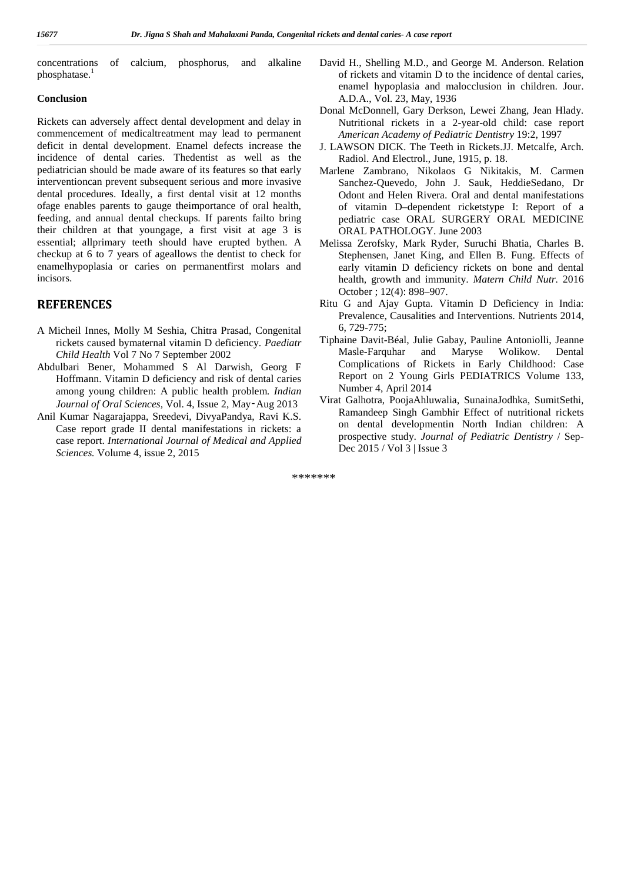concentrations of calcium, phosphorus, and alkaline phosphatase.[1]

**Conclusion**

Rickets can adversely affect dental development and delay in commencement of medicaltreatment may lead to permanent deficit in dental development. Enamel defects increase the incidence of dental caries. Thedentist as well as the pediatrician should be made aware of its features so that early interventioncan prevent subsequent serious and more invasive dental procedures. Ideally, a first dental visit at 12 months ofage enables parents to gauge theimportance of oral health, feeding, and annual dental checkups. If parents failto bring their children at that youngage, a first visit at age 3 is essential; allprimary teeth should have erupted bythen. A checkup at 6 to 7 years of ageallows the dentist to check for enamelhypoplasia or caries on permanentfirst molars and incisors.

## REFERENCES

A Micheil Innes, Molly M Seshia, Chitra Prasad, Congenital rickets caused bymaternal vitamin D deficiency. *Paediatr Child Health* Vol 7 No 7 September 2002

Abdulbari Bener, Mohammed S Al Darwish, Georg F Hoffmann. Vitamin D deficiency and risk of dental caries among young children: A public health problem. *Indian Journal of Oral Sciences,* Vol. 4, Issue 2, May‑Aug 2013

Anil Kumar Nagarajappa, Sreedevi, DivyaPandya, Ravi K.S. Case report grade II dental manifestations in rickets: a case report. *International Journal of Medical and Applied Sciences.* Volume 4, issue 2, 2015

David H., Shelling M.D., and George M. Anderson. Relation of rickets and vitamin D to the incidence of dental caries, enamel hypoplasia and malocclusion in children. Jour. A.D.A., Vol. 23, May, 1936

Donal McDonnell, Gary Derkson, Lewei Zhang, Jean Hlady. Nutritional rickets in a 2-year-old child: case report *American Academy of Pediatric Dentistry* 19:2, 1997

J. LAWSON DICK. The Teeth in Rickets.JJ. Metcalfe, Arch. Radiol. And Electrol., June, 1915, p. 18.

Marlene Zambrano, Nikolaos G Nikitakis, M. Carmen Sanchez-Quevedo, John J. Sauk, HeddieSedano, Dr Odont and Helen Rivera. Oral and dental manifestations of vitamin D–dependent ricketstype I: Report of a pediatric case ORAL SURGERY ORAL MEDICINE ORAL PATHOLOGY. June 2003

Melissa Zerofsky, Mark Ryder, Suruchi Bhatia, Charles B. Stephensen, Janet King, and Ellen B. Fung. Effects of early vitamin D deficiency rickets on bone and dental health, growth and immunity. *Matern Child Nutr.* 2016 October ; 12(4): 898–907.

Ritu G and Ajay Gupta. Vitamin D Deficiency in India: Prevalence, Causalities and Interventions. Nutrients 2014, 6, 729-775;

Tiphaine Davit-Béal, Julie Gabay, Pauline Antoniolli, Jeanne Masle-Farquhar and Maryse Wolikow. Dental Complications of Rickets in Early Childhood: Case Report on 2 Young Girls PEDIATRICS Volume 133, Number 4, April 2014

Virat Galhotra, PoojaAhluwalia, SunainaJodhka, SumitSethi, Ramandeep Singh Gambhir Effect of nutritional rickets on dental developmentin North Indian children: A prospective study. *Journal of Pediatric Dentistry* / Sep-Dec 2015 / Vol 3 | Issue 3

*******